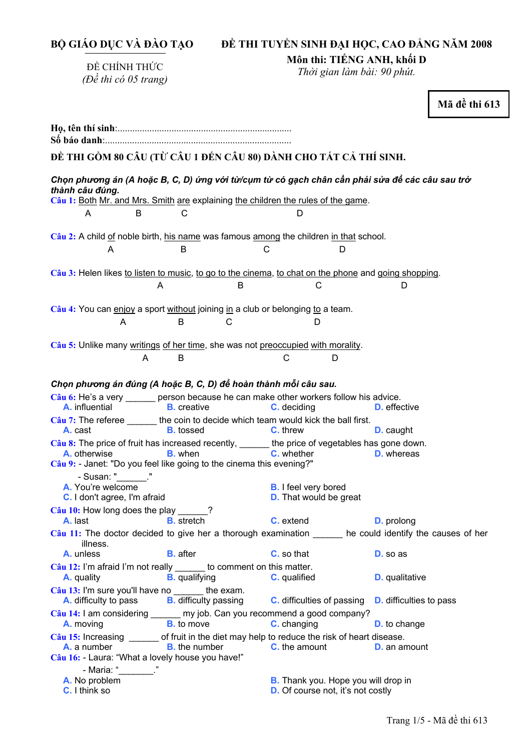**BỘ GIÁO DỤC VÀ ĐÀO TẠO**

ĐỀ CHÍNH THỨC
*(Đề thi có 05 trang)*

**ĐỀ THI TUYỂN SINH ĐẠI HỌC, CAO ĐẲNG NĂM 2008**
**Môn thi: TIẾNG ANH, khối D**
*Thời gian làm bài: 90 phút.*

**Mã đề thi 613**

**Họ, tên thí sinh**:.......................................................................
**Số báo danh**:............................................................................

**ĐỀ THI GỒM 80 CÂU (TỪ CÂU 1 ĐẾN CÂU 80) DÀNH CHO TẤT CẢ THÍ SINH.**

***Chọn phương án (A hoặc B, C, D) ứng với từ/cụm từ có gạch chân cần phải sửa để các câu sau trở thành câu đúng.***

**Câu 1:** Both (A) Mr. and Mrs. Smith (B) are (C) explaining the children the rules of the game (D).

**Câu 2:** A child of (A) noble birth, his name (B) was famous among (C) the children in that (D) school.

**Câu 3:** Helen likes to listen to music (A), to go to the cinema (B), to chat on the phone (C) and going shopping (D).

**Câu 4:** You can enjoy (A) a sport without (B) joining in (C) a club or belonging to (D) a team.

**Câu 5:** Unlike many writings (A) of her time (B), she was not preoccupied (C) with morality (D).

***Chọn phương án đúng (A hoặc B, C, D) để hoàn thành mỗi câu sau.***

**Câu 6:** He's a very ______ person because he can make other workers follow his advice.
A. influential B. creative C. deciding D. effective

**Câu 7:** The referee ______ the coin to decide which team would kick the ball first.
A. cast B. tossed C. threw D. caught

**Câu 8:** The price of fruit has increased recently, ______ the price of vegetables has gone down.
A. otherwise B. when C. whether D. whereas

**Câu 9:** - Janet: "Do you feel like going to the cinema this evening?"
- Susan: "______."
A. You're welcome
B. I feel very bored
C. I don't agree, I'm afraid
D. That would be great

**Câu 10:** How long does the play ______?
A. last B. stretch C. extend D. prolong

**Câu 11:** The doctor decided to give her a thorough examination ______ he could identify the causes of her illness.
A. unless B. after C. so that D. so as

**Câu 12:** I'm afraid I'm not really ______ to comment on this matter.
A. quality B. qualifying C. qualified D. qualitative

**Câu 13:** I'm sure you'll have no ______ the exam.
A. difficulty to pass B. difficulty passing C. difficulties of passing D. difficulties to pass

**Câu 14:** I am considering ______ my job. Can you recommend a good company?
A. moving B. to move C. changing D. to change

**Câu 15:** Increasing ______ of fruit in the diet may help to reduce the risk of heart disease.
A. a number B. the number C. the amount D. an amount

**Câu 16:** - Laura: "What a lovely house you have!"
- Maria: "_______."
A. No problem
B. Thank you. Hope you will drop in
C. I think so
D. Of course not, it's not costly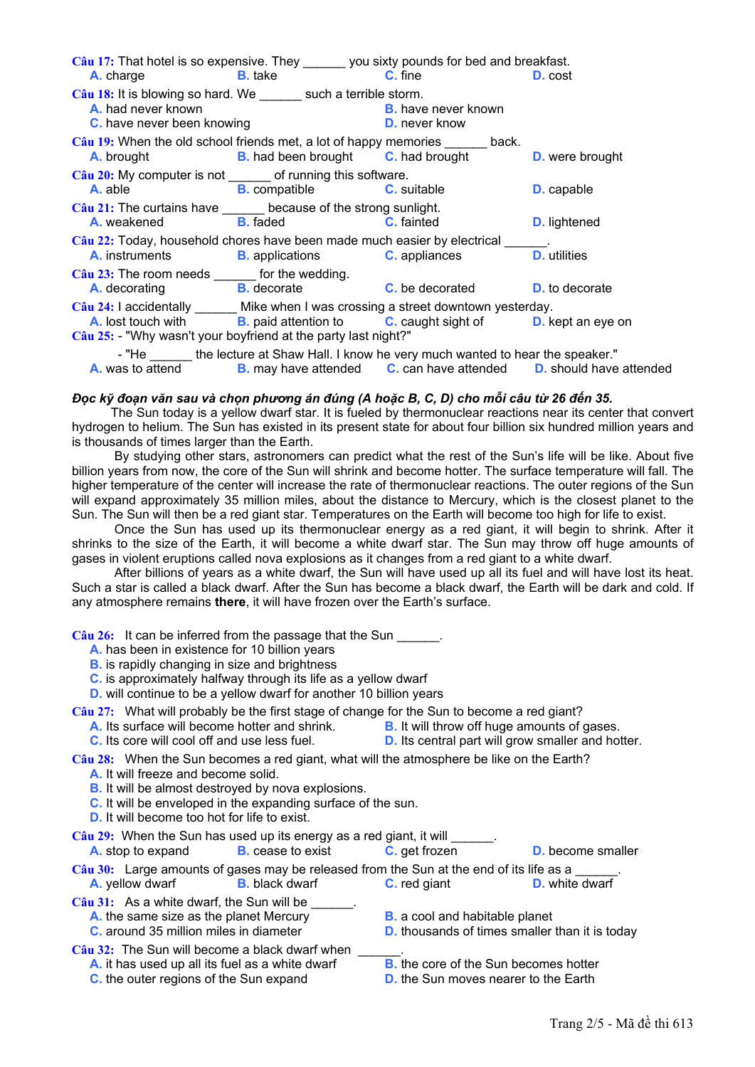**Câu 17:** That hotel is so expensive. They ______ you sixty pounds for bed and breakfast.
A. charge B. take C. fine D. cost

**Câu 18:** It is blowing so hard. We ______ such a terrible storm.
A. had never known
B. have never known
C. have never been knowing
D. never know

**Câu 19:** When the old school friends met, a lot of happy memories ______ back.
A. brought B. had been brought C. had brought D. were brought

**Câu 20:** My computer is not ______ of running this software.
A. able B. compatible C. suitable D. capable

**Câu 21:** The curtains have ______ because of the strong sunlight.
A. weakened B. faded C. fainted D. lightened

**Câu 22:** Today, household chores have been made much easier by electrical ______.
A. instruments B. applications C. appliances D. utilities

**Câu 23:** The room needs ______ for the wedding.
A. decorating B. decorate C. be decorated D. to decorate

**Câu 24:** I accidentally ______ Mike when I was crossing a street downtown yesterday.
A. lost touch with B. paid attention to C. caught sight of D. kept an eye on

**Câu 25:** - "Why wasn't your boyfriend at the party last night?"
- "He ______ the lecture at Shaw Hall. I know he very much wanted to hear the speaker."
A. was to attend B. may have attended C. can have attended D. should have attended

***Đọc kỹ đoạn văn sau và chọn phương án đúng (A hoặc B, C, D) cho mỗi câu từ 26 đến 35.***

The Sun today is a yellow dwarf star. It is fueled by thermonuclear reactions near its center that convert hydrogen to helium. The Sun has existed in its present state for about four billion six hundred million years and is thousands of times larger than the Earth.

By studying other stars, astronomers can predict what the rest of the Sun's life will be like. About five billion years from now, the core of the Sun will shrink and become hotter. The surface temperature will fall. The higher temperature of the center will increase the rate of thermonuclear reactions. The outer regions of the Sun will expand approximately 35 million miles, about the distance to Mercury, which is the closest planet to the Sun. The Sun will then be a red giant star. Temperatures on the Earth will become too high for life to exist.

Once the Sun has used up its thermonuclear energy as a red giant, it will begin to shrink. After it shrinks to the size of the Earth, it will become a white dwarf star. The Sun may throw off huge amounts of gases in violent eruptions called nova explosions as it changes from a red giant to a white dwarf.

After billions of years as a white dwarf, the Sun will have used up all its fuel and will have lost its heat. Such a star is called a black dwarf. After the Sun has become a black dwarf, the Earth will be dark and cold. If any atmosphere remains **there**, it will have frozen over the Earth's surface.

**Câu 26:** It can be inferred from the passage that the Sun ______.
A. has been in existence for 10 billion years
B. is rapidly changing in size and brightness
C. is approximately halfway through its life as a yellow dwarf
D. will continue to be a yellow dwarf for another 10 billion years

**Câu 27:** What will probably be the first stage of change for the Sun to become a red giant?
A. Its surface will become hotter and shrink.
B. It will throw off huge amounts of gases.
C. Its core will cool off and use less fuel.
D. Its central part will grow smaller and hotter.

**Câu 28:** When the Sun becomes a red giant, what will the atmosphere be like on the Earth?
A. It will freeze and become solid.
B. It will be almost destroyed by nova explosions.
C. It will be enveloped in the expanding surface of the sun.
D. It will become too hot for life to exist.

**Câu 29:** When the Sun has used up its energy as a red giant, it will ______.
A. stop to expand B. cease to exist C. get frozen D. become smaller

**Câu 30:** Large amounts of gases may be released from the Sun at the end of its life as a ______.
A. yellow dwarf B. black dwarf C. red giant D. white dwarf

**Câu 31:** As a white dwarf, the Sun will be ______.
A. the same size as the planet Mercury
B. a cool and habitable planet
C. around 35 million miles in diameter
D. thousands of times smaller than it is today

**Câu 32:** The Sun will become a black dwarf when ______.
A. it has used up all its fuel as a white dwarf
B. the core of the Sun becomes hotter
C. the outer regions of the Sun expand
D. the Sun moves nearer to the Earth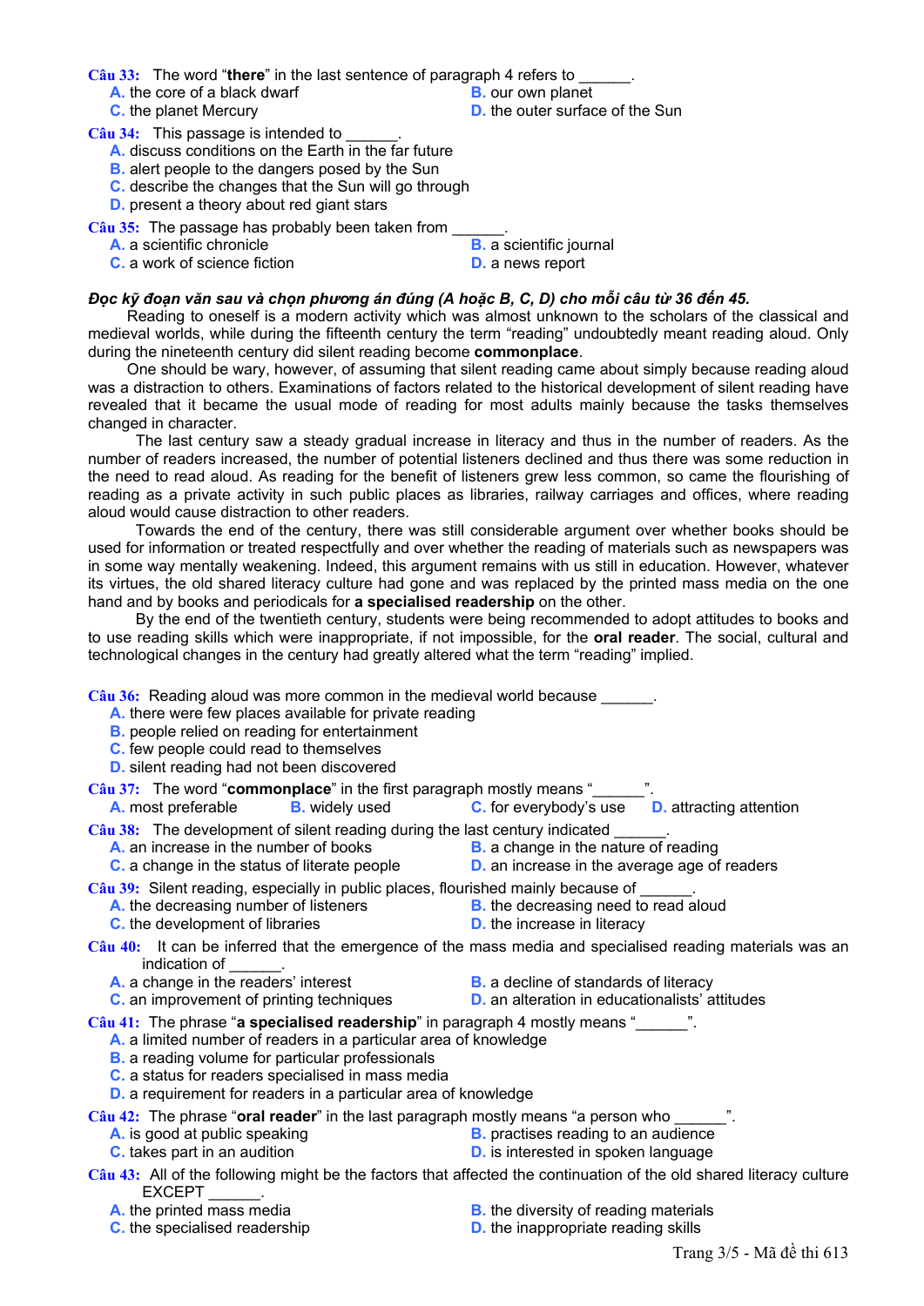**Câu 33:** The word "**there**" in the last sentence of paragraph 4 refers to ______.

A. the core of a black dwarf
B. our own planet
C. the planet Mercury
D. the outer surface of the Sun

**Câu 34:** This passage is intended to ______.

A. discuss conditions on the Earth in the far future
B. alert people to the dangers posed by the Sun
C. describe the changes that the Sun will go through
D. present a theory about red giant stars

**Câu 35:** The passage has probably been taken from ______.

A. a scientific chronicle
B. a scientific journal
C. a work of science fiction
D. a news report

***Đọc kỹ đoạn văn sau và chọn phương án đúng (A hoặc B, C, D) cho mỗi câu từ 36 đến 45.***

Reading to oneself is a modern activity which was almost unknown to the scholars of the classical and medieval worlds, while during the fifteenth century the term "reading" undoubtedly meant reading aloud. Only during the nineteenth century did silent reading become **commonplace**.

One should be wary, however, of assuming that silent reading came about simply because reading aloud was a distraction to others. Examinations of factors related to the historical development of silent reading have revealed that it became the usual mode of reading for most adults mainly because the tasks themselves changed in character.

The last century saw a steady gradual increase in literacy and thus in the number of readers. As the number of readers increased, the number of potential listeners declined and thus there was some reduction in the need to read aloud. As reading for the benefit of listeners grew less common, so came the flourishing of reading as a private activity in such public places as libraries, railway carriages and offices, where reading aloud would cause distraction to other readers.

Towards the end of the century, there was still considerable argument over whether books should be used for information or treated respectfully and over whether the reading of materials such as newspapers was in some way mentally weakening. Indeed, this argument remains with us still in education. However, whatever its virtues, the old shared literacy culture had gone and was replaced by the printed mass media on the one hand and by books and periodicals for **a specialised readership** on the other.

By the end of the twentieth century, students were being recommended to adopt attitudes to books and to use reading skills which were inappropriate, if not impossible, for the **oral reader**. The social, cultural and technological changes in the century had greatly altered what the term "reading" implied.

**Câu 36:** Reading aloud was more common in the medieval world because ______.

A. there were few places available for private reading
B. people relied on reading for entertainment
C. few people could read to themselves
D. silent reading had not been discovered

**Câu 37:** The word "**commonplace**" in the first paragraph mostly means "______".

A. most preferable
B. widely used
C. for everybody's use
D. attracting attention

**Câu 38:** The development of silent reading during the last century indicated ______.

A. an increase in the number of books
B. a change in the nature of reading
C. a change in the status of literate people
D. an increase in the average age of readers

**Câu 39:** Silent reading, especially in public places, flourished mainly because of ______.

A. the decreasing number of listeners
B. the decreasing need to read aloud
C. the development of libraries
D. the increase in literacy

**Câu 40:** It can be inferred that the emergence of the mass media and specialised reading materials was an indication of ______.

A. a change in the readers' interest
B. a decline of standards of literacy
C. an improvement of printing techniques
D. an alteration in educationalists' attitudes

**Câu 41:** The phrase "**a specialised readership**" in paragraph 4 mostly means "______".

A. a limited number of readers in a particular area of knowledge
B. a reading volume for particular professionals
C. a status for readers specialised in mass media
D. a requirement for readers in a particular area of knowledge

**Câu 42:** The phrase "**oral reader**" in the last paragraph mostly means "a person who ______".

A. is good at public speaking
B. practises reading to an audience
C. takes part in an audition
D. is interested in spoken language

**Câu 43:** All of the following might be the factors that affected the continuation of the old shared literacy culture EXCEPT ______.

A. the printed mass media
B. the diversity of reading materials
C. the specialised readership
D. the inappropriate reading skills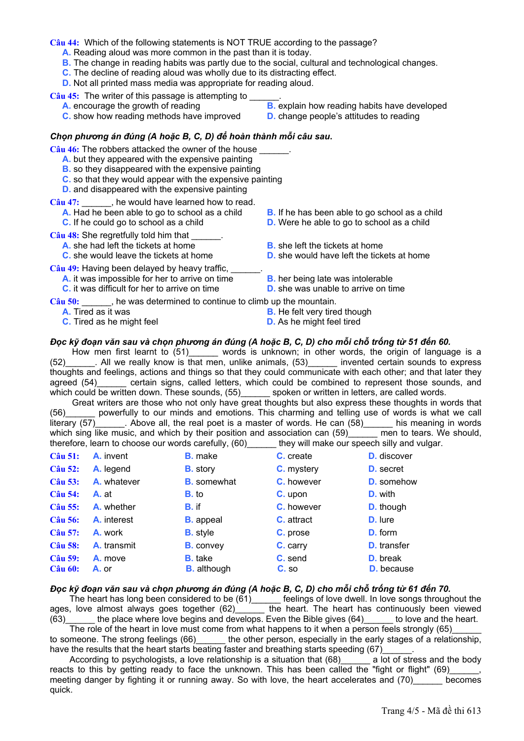**Câu 44:** Which of the following statements is NOT TRUE according to the passage?

A. Reading aloud was more common in the past than it is today.
B. The change in reading habits was partly due to the social, cultural and technological changes.
C. The decline of reading aloud was wholly due to its distracting effect.
D. Not all printed mass media was appropriate for reading aloud.

**Câu 45:** The writer of this passage is attempting to ______.

A. encourage the growth of reading
B. explain how reading habits have developed
C. show how reading methods have improved
D. change people's attitudes to reading

***Chọn phương án đúng (A hoặc B, C, D) để hoàn thành mỗi câu sau.***

**Câu 46:** The robbers attacked the owner of the house ______.

A. but they appeared with the expensive painting
B. so they disappeared with the expensive painting
C. so that they would appear with the expensive painting
D. and disappeared with the expensive painting

**Câu 47:** ______, he would have learned how to read.

A. Had he been able to go to school as a child
B. If he has been able to go school as a child
C. If he could go to school as a child
D. Were he able to go to school as a child

**Câu 48:** She regretfully told him that ______.

A. she had left the tickets at home
B. she left the tickets at home
C. she would leave the tickets at home
D. she would have left the tickets at home

**Câu 49:** Having been delayed by heavy traffic, ______.

A. it was impossible for her to arrive on time
B. her being late was intolerable
C. it was difficult for her to arrive on time
D. she was unable to arrive on time

**Câu 50:** ______, he was determined to continue to climb up the mountain.

A. Tired as it was
B. He felt very tired though
C. Tired as he might feel
D. As he might feel tired

***Đọc kỹ đoạn văn sau và chọn phương án đúng (A hoặc B, C, D) cho mỗi chỗ trống từ 51 đến 60.***

How men first learnt to (51)______ words is unknown; in other words, the origin of language is a (52)______. All we really know is that men, unlike animals, (53)______ invented certain sounds to express thoughts and feelings, actions and things so that they could communicate with each other; and that later they agreed (54)______ certain signs, called letters, which could be combined to represent those sounds, and which could be written down. These sounds, (55)______ spoken or written in letters, are called words.

Great writers are those who not only have great thoughts but also express these thoughts in words that (56)______ powerfully to our minds and emotions. This charming and telling use of words is what we call literary (57)______. Above all, the real poet is a master of words. He can (58)______ his meaning in words which sing like music, and which by their position and association can (59)______ men to tears. We should, therefore, learn to choose our words carefully, (60)______ they will make our speech silly and vulgar.

| | A | B | C | D |
|---|---|---|---|---|
| **Câu 51:** | A. invent | B. make | C. create | D. discover |
| **Câu 52:** | A. legend | B. story | C. mystery | D. secret |
| **Câu 53:** | A. whatever | B. somewhat | C. however | D. somehow |
| **Câu 54:** | A. at | B. to | C. upon | D. with |
| **Câu 55:** | A. whether | B. if | C. however | D. though |
| **Câu 56:** | A. interest | B. appeal | C. attract | D. lure |
| **Câu 57:** | A. work | B. style | C. prose | D. form |
| **Câu 58:** | A. transmit | B. convey | C. carry | D. transfer |
| **Câu 59:** | A. move | B. take | C. send | D. break |
| **Câu 60:** | A. or | B. although | C. so | D. because |

***Đọc kỹ đoạn văn sau và chọn phương án đúng (A hoặc B, C, D) cho mỗi chỗ trống từ 61 đến 70.***

The heart has long been considered to be (61)______ feelings of love dwell. In love songs throughout the ages, love almost always goes together (62)______ the heart. The heart has continuously been viewed (63)______ the place where love begins and develops. Even the Bible gives (64)______ to love and the heart.

The role of the heart in love must come from what happens to it when a person feels strongly (65)______ to someone. The strong feelings (66)______ the other person, especially in the early stages of a relationship, have the results that the heart starts beating faster and breathing starts speeding (67)______.

According to psychologists, a love relationship is a situation that (68)______ a lot of stress and the body reacts to this by getting ready to face the unknown. This has been called the "fight or flight" (69)______, meeting danger by fighting it or running away. So with love, the heart accelerates and (70)______ becomes quick.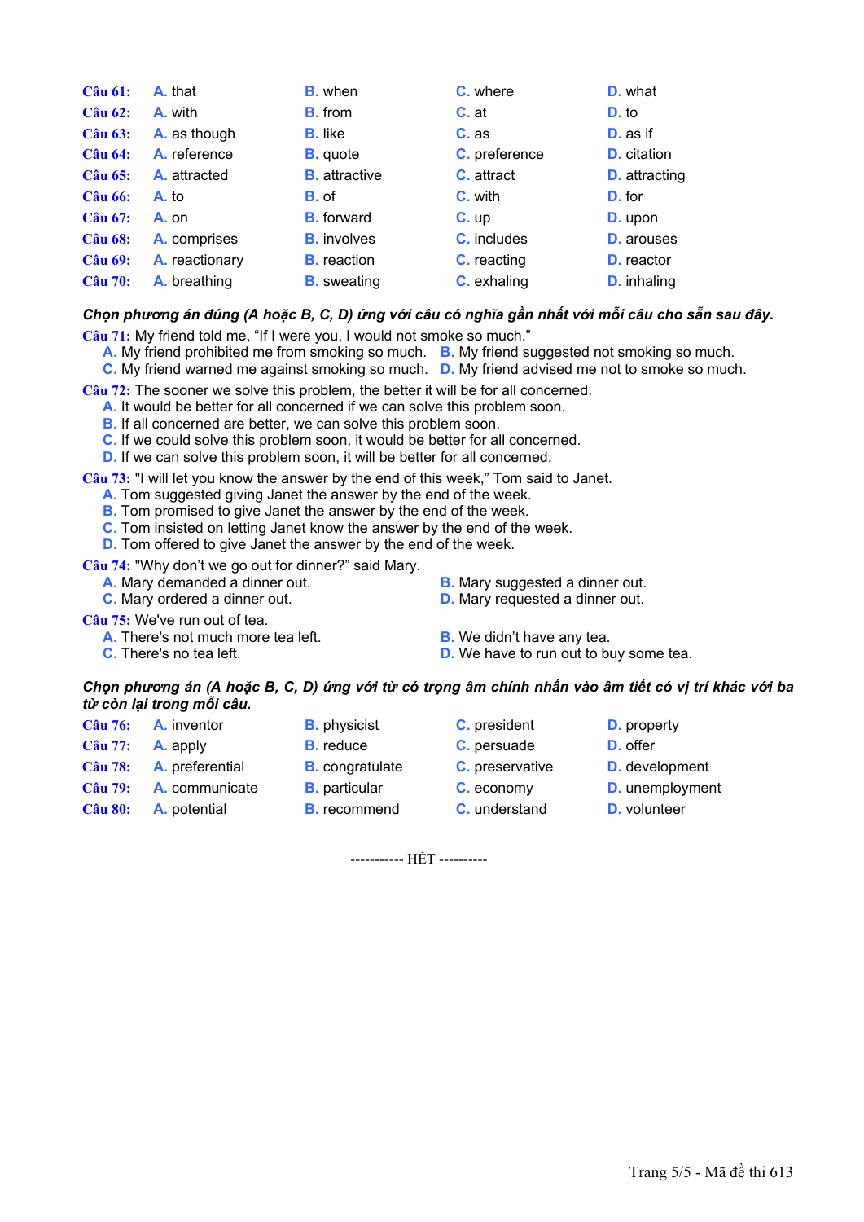**Câu 61:** A. that B. when C. where D. what
**Câu 62:** A. with B. from C. at D. to
**Câu 63:** A. as though B. like C. as D. as if
**Câu 64:** A. reference B. quote C. preference D. citation
**Câu 65:** A. attracted B. attractive C. attract D. attracting
**Câu 66:** A. to B. of C. with D. for
**Câu 67:** A. on B. forward C. up D. upon
**Câu 68:** A. comprises B. involves C. includes D. arouses
**Câu 69:** A. reactionary B. reaction C. reacting D. reactor
**Câu 70:** A. breathing B. sweating C. exhaling D. inhaling

***Chọn phương án đúng (A hoặc B, C, D) ứng với câu có nghĩa gần nhất với mỗi câu cho sẵn sau đây.***

**Câu 71:** My friend told me, "If I were you, I would not smoke so much."
A. My friend prohibited me from smoking so much.
B. My friend suggested not smoking so much.
C. My friend warned me against smoking so much.
D. My friend advised me not to smoke so much.

**Câu 72:** The sooner we solve this problem, the better it will be for all concerned.
A. It would be better for all concerned if we can solve this problem soon.
B. If all concerned are better, we can solve this problem soon.
C. If we could solve this problem soon, it would be better for all concerned.
D. If we can solve this problem soon, it will be better for all concerned.

**Câu 73:** "I will let you know the answer by the end of this week," Tom said to Janet.
A. Tom suggested giving Janet the answer by the end of the week.
B. Tom promised to give Janet the answer by the end of the week.
C. Tom insisted on letting Janet know the answer by the end of the week.
D. Tom offered to give Janet the answer by the end of the week.

**Câu 74:** "Why don't we go out for dinner?" said Mary.
A. Mary demanded a dinner out.
B. Mary suggested a dinner out.
C. Mary ordered a dinner out.
D. Mary requested a dinner out.

**Câu 75:** We've run out of tea.
A. There's not much more tea left.
B. We didn't have any tea.
C. There's no tea left.
D. We have to run out to buy some tea.

***Chọn phương án (A hoặc B, C, D) ứng với từ có trọng âm chính nhấn vào âm tiết có vị trí khác với ba từ còn lại trong mỗi câu.***

**Câu 76:** A. inventor B. physicist C. president D. property
**Câu 77:** A. apply B. reduce C. persuade D. offer
**Câu 78:** A. preferential B. congratulate C. preservative D. development
**Câu 79:** A. communicate B. particular C. economy D. unemployment
**Câu 80:** A. potential B. recommend C. understand D. volunteer

----------- HẾT ----------